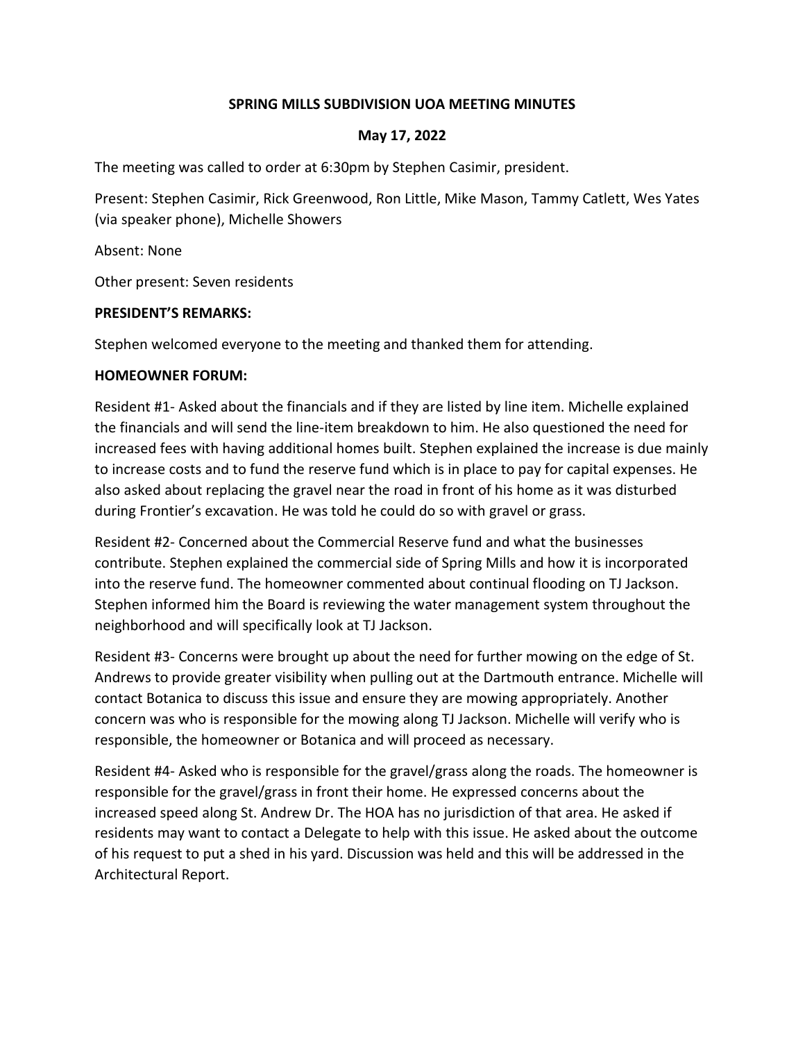# SPRING MILLS SUBDIVISION UOA MEETING MINUTES

## May 17, 2022

The meeting was called to order at 6:30pm by Stephen Casimir, president.

Present: Stephen Casimir, Rick Greenwood, Ron Little, Mike Mason, Tammy Catlett, Wes Yates (via speaker phone), Michelle Showers

Absent: None

Other present: Seven residents

**PRESIDENT'S REMARKS:**

Stephen welcomed everyone to the meeting and thanked them for attending.

**HOMEOWNER FORUM:**

Resident #1- Asked about the financials and if they are listed by line item. Michelle explained the financials and will send the line-item breakdown to him. He also questioned the need for increased fees with having additional homes built. Stephen explained the increase is due mainly to increase costs and to fund the reserve fund which is in place to pay for capital expenses. He also asked about replacing the gravel near the road in front of his home as it was disturbed during Frontier's excavation. He was told he could do so with gravel or grass.

Resident #2- Concerned about the Commercial Reserve fund and what the businesses contribute. Stephen explained the commercial side of Spring Mills and how it is incorporated into the reserve fund. The homeowner commented about continual flooding on TJ Jackson. Stephen informed him the Board is reviewing the water management system throughout the neighborhood and will specifically look at TJ Jackson.

Resident #3- Concerns were brought up about the need for further mowing on the edge of St. Andrews to provide greater visibility when pulling out at the Dartmouth entrance. Michelle will contact Botanica to discuss this issue and ensure they are mowing appropriately. Another concern was who is responsible for the mowing along TJ Jackson. Michelle will verify who is responsible, the homeowner or Botanica and will proceed as necessary.

Resident #4- Asked who is responsible for the gravel/grass along the roads. The homeowner is responsible for the gravel/grass in front their home. He expressed concerns about the increased speed along St. Andrew Dr. The HOA has no jurisdiction of that area. He asked if residents may want to contact a Delegate to help with this issue. He asked about the outcome of his request to put a shed in his yard. Discussion was held and this will be addressed in the Architectural Report.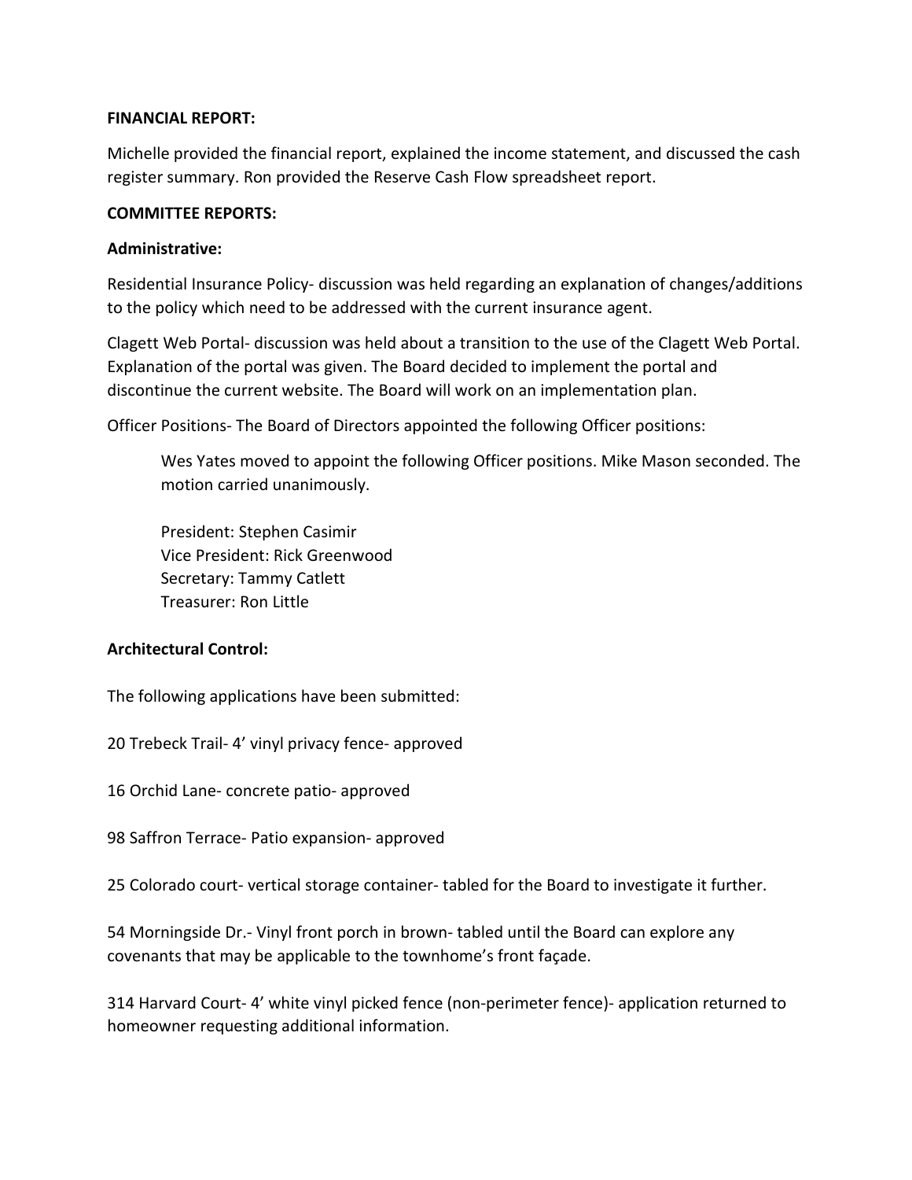**FINANCIAL REPORT:**

Michelle provided the financial report, explained the income statement, and discussed the cash register summary. Ron provided the Reserve Cash Flow spreadsheet report.

**COMMITTEE REPORTS:**

**Administrative:**

Residential Insurance Policy- discussion was held regarding an explanation of changes/additions to the policy which need to be addressed with the current insurance agent.

Clagett Web Portal- discussion was held about a transition to the use of the Clagett Web Portal. Explanation of the portal was given. The Board decided to implement the portal and discontinue the current website. The Board will work on an implementation plan.

Officer Positions- The Board of Directors appointed the following Officer positions:

> Wes Yates moved to appoint the following Officer positions. Mike Mason seconded. The motion carried unanimously.
>
> President: Stephen Casimir
> Vice President: Rick Greenwood
> Secretary: Tammy Catlett
> Treasurer: Ron Little

**Architectural Control:**

The following applications have been submitted:

20 Trebeck Trail- 4' vinyl privacy fence- approved

16 Orchid Lane- concrete patio- approved

98 Saffron Terrace- Patio expansion- approved

25 Colorado court- vertical storage container- tabled for the Board to investigate it further.

54 Morningside Dr.- Vinyl front porch in brown- tabled until the Board can explore any covenants that may be applicable to the townhome's front façade.

314 Harvard Court- 4' white vinyl picked fence (non-perimeter fence)- application returned to homeowner requesting additional information.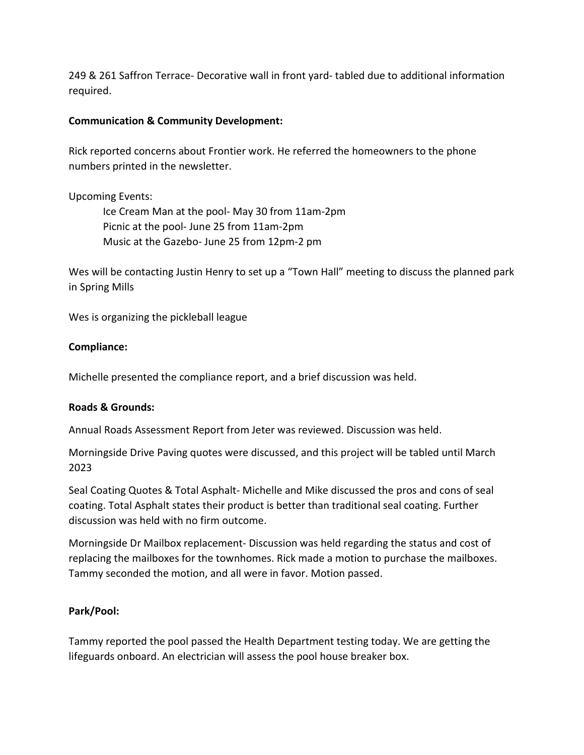249 & 261 Saffron Terrace- Decorative wall in front yard- tabled due to additional information required.

**Communication & Community Development:**

Rick reported concerns about Frontier work. He referred the homeowners to the phone numbers printed in the newsletter.

Upcoming Events:

Ice Cream Man at the pool- May 30 from 11am-2pm
Picnic at the pool- June 25 from 11am-2pm
Music at the Gazebo- June 25 from 12pm-2 pm

Wes will be contacting Justin Henry to set up a "Town Hall" meeting to discuss the planned park in Spring Mills

Wes is organizing the pickleball league

**Compliance:**

Michelle presented the compliance report, and a brief discussion was held.

**Roads & Grounds:**

Annual Roads Assessment Report from Jeter was reviewed. Discussion was held.

Morningside Drive Paving quotes were discussed, and this project will be tabled until March 2023

Seal Coating Quotes & Total Asphalt- Michelle and Mike discussed the pros and cons of seal coating. Total Asphalt states their product is better than traditional seal coating. Further discussion was held with no firm outcome.

Morningside Dr Mailbox replacement- Discussion was held regarding the status and cost of replacing the mailboxes for the townhomes. Rick made a motion to purchase the mailboxes. Tammy seconded the motion, and all were in favor. Motion passed.

**Park/Pool:**

Tammy reported the pool passed the Health Department testing today. We are getting the lifeguards onboard. An electrician will assess the pool house breaker box.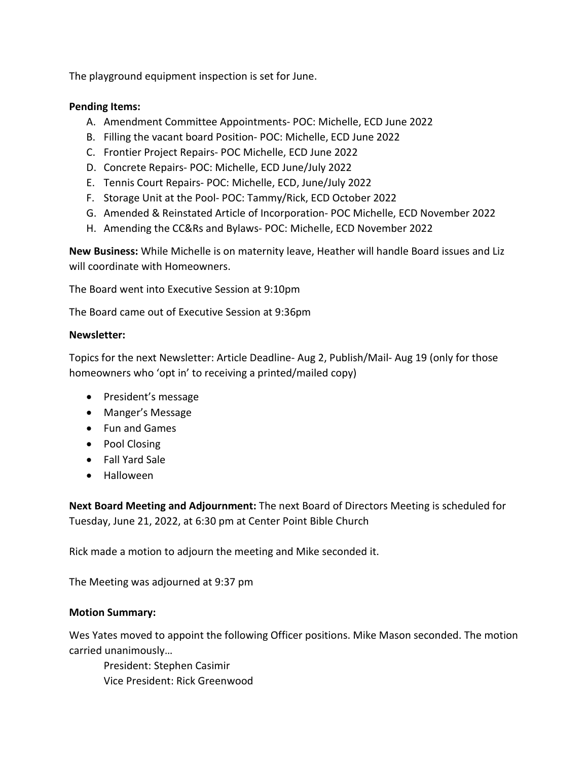The playground equipment inspection is set for June.

**Pending Items:**

A. Amendment Committee Appointments- POC: Michelle, ECD June 2022
B. Filling the vacant board Position- POC: Michelle, ECD June 2022
C. Frontier Project Repairs- POC Michelle, ECD June 2022
D. Concrete Repairs- POC: Michelle, ECD June/July 2022
E. Tennis Court Repairs- POC: Michelle, ECD, June/July 2022
F. Storage Unit at the Pool- POC: Tammy/Rick, ECD October 2022
G. Amended & Reinstated Article of Incorporation- POC Michelle, ECD November 2022
H. Amending the CC&Rs and Bylaws- POC: Michelle, ECD November 2022

**New Business:** While Michelle is on maternity leave, Heather will handle Board issues and Liz will coordinate with Homeowners.

The Board went into Executive Session at 9:10pm

The Board came out of Executive Session at 9:36pm

**Newsletter:**

Topics for the next Newsletter: Article Deadline- Aug 2, Publish/Mail- Aug 19 (only for those homeowners who 'opt in' to receiving a printed/mailed copy)

- President's message
- Manger's Message
- Fun and Games
- Pool Closing
- Fall Yard Sale
- Halloween

**Next Board Meeting and Adjournment:** The next Board of Directors Meeting is scheduled for Tuesday, June 21, 2022, at 6:30 pm at Center Point Bible Church

Rick made a motion to adjourn the meeting and Mike seconded it.

The Meeting was adjourned at 9:37 pm

**Motion Summary:**

Wes Yates moved to appoint the following Officer positions. Mike Mason seconded. The motion carried unanimously…

President: Stephen Casimir
Vice President: Rick Greenwood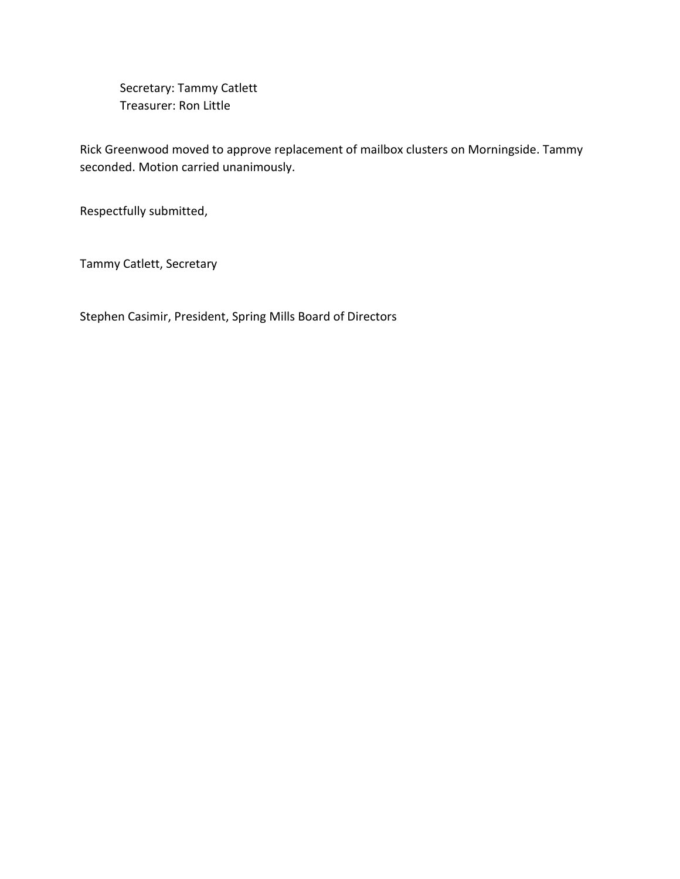Secretary: Tammy Catlett
Treasurer: Ron Little

Rick Greenwood moved to approve replacement of mailbox clusters on Morningside. Tammy seconded. Motion carried unanimously.

Respectfully submitted,

Tammy Catlett, Secretary

Stephen Casimir, President, Spring Mills Board of Directors